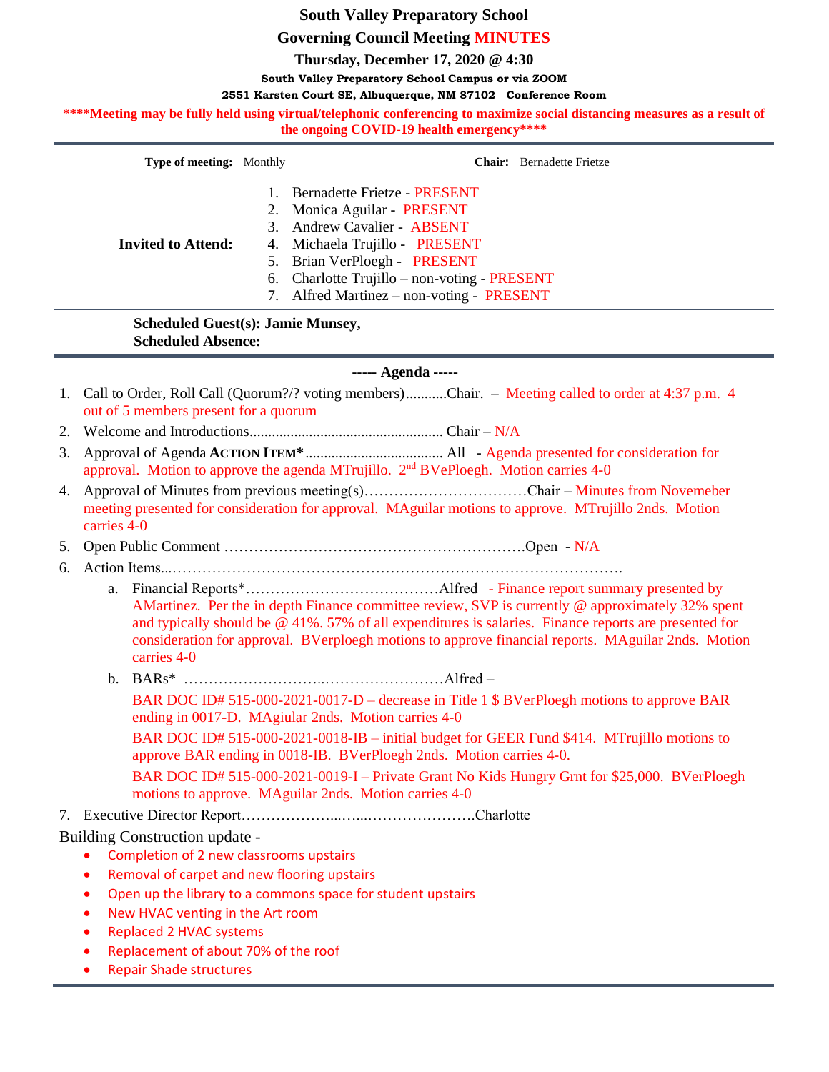# South Valley Preparatory School

## Governing Council Meeting MINUTES

**Thursday, December 17, 2020 @ 4:30**

**South Valley Preparatory School Campus or via ZOOM**

**2551 Karsten Court SE, Albuquerque, NM 87102 Conference Room**

**\*\*\*\*Meeting may be fully held using virtual/telephonic conferencing to maximize social distancing measures as a result of the ongoing COVID-19 health emergency\*\*\*\***

**Type of meeting:** Monthly  **Chair:** Bernadette Frietze

**Invited to Attend:**

1. Bernadette Frietze - PRESENT
2. Monica Aguilar - PRESENT
3. Andrew Cavalier - ABSENT
4. Michaela Trujillo - PRESENT
5. Brian VerPloegh - PRESENT
6. Charlotte Trujillo – non-voting - PRESENT
7. Alfred Martinez – non-voting - PRESENT

**Scheduled Guest(s): Jamie Munsey,**
**Scheduled Absence:**

**----- Agenda -----**

1. Call to Order, Roll Call (Quorum?/? voting members)...........Chair. – Meeting called to order at 4:37 p.m. 4 out of 5 members present for a quorum
2. Welcome and Introductions................................................... Chair – N/A
3. Approval of Agenda **ACTION ITEM\***..................................... All - Agenda presented for consideration for approval. Motion to approve the agenda MTrujillo. 2nd BVePloegh. Motion carries 4-0
4. Approval of Minutes from previous meeting(s)……………………………Chair – Minutes from Novemeber meeting presented for consideration for approval. MAguilar motions to approve. MTrujillo 2nds. Motion carries 4-0
5. Open Public Comment ……………………………………………………Open - N/A
6. Action Items...………………………………………………………………………….
   a. Financial Reports\*…………………………………Alfred - Finance report summary presented by AMartinez. Per the in depth Finance committee review, SVP is currently @ approximately 32% spent and typically should be @ 41%. 57% of all expenditures is salaries. Finance reports are presented for consideration for approval. BVerploegh motions to approve financial reports. MAguilar 2nds. Motion carries 4-0
   b. BARs\* ………………………..……………………Alfred –

      BAR DOC ID# 515-000-2021-0017-D – decrease in Title 1 $ BVerPloegh motions to approve BAR ending in 0017-D. MAgiular 2nds. Motion carries 4-0

      BAR DOC ID# 515-000-2021-0018-IB – initial budget for GEER Fund $414. MTrujillo motions to approve BAR ending in 0018-IB. BVerPloegh 2nds. Motion carries 4-0.

      BAR DOC ID# 515-000-2021-0019-I – Private Grant No Kids Hungry Grnt for $25,000. BVerPloegh motions to approve. MAguilar 2nds. Motion carries 4-0
7. Executive Director Report………………...…...………………….Charlotte

Building Construction update -

- Completion of 2 new classrooms upstairs
- Removal of carpet and new flooring upstairs
- Open up the library to a commons space for student upstairs
- New HVAC venting in the Art room
- Replaced 2 HVAC systems
- Replacement of about 70% of the roof
- Repair Shade structures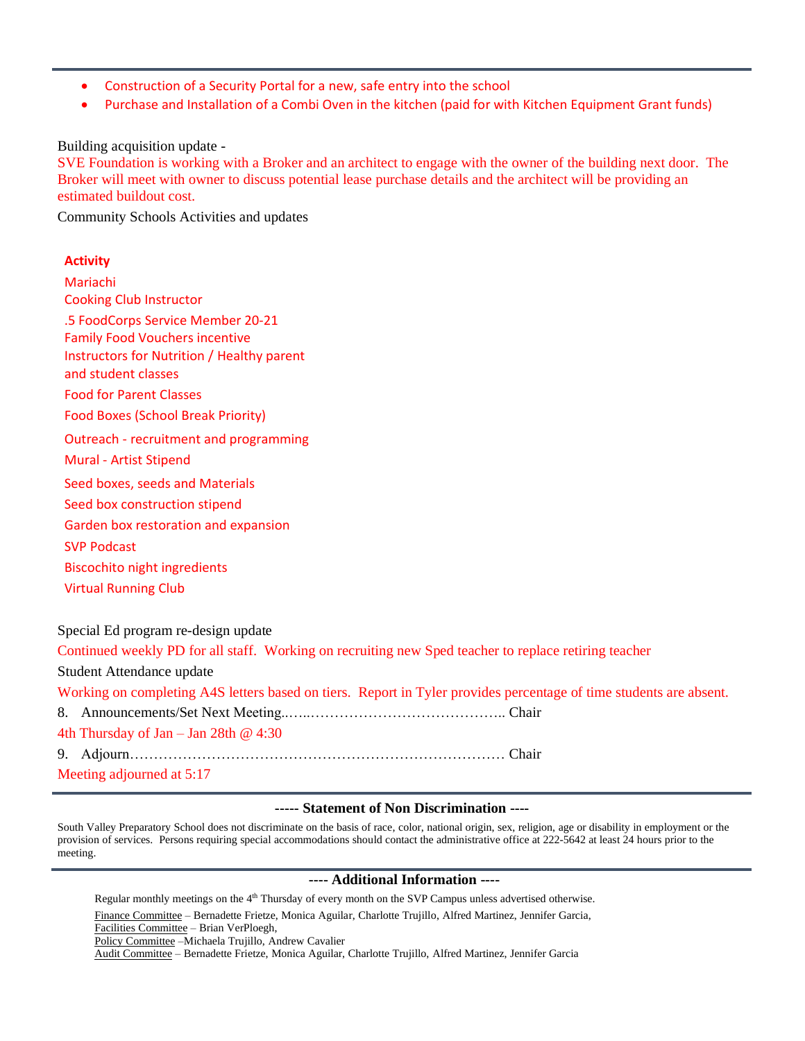- Construction of a Security Portal for a new, safe entry into the school
- Purchase and Installation of a Combi Oven in the kitchen (paid for with Kitchen Equipment Grant funds)

Building acquisition update -

SVE Foundation is working with a Broker and an architect to engage with the owner of the building next door. The Broker will meet with owner to discuss potential lease purchase details and the architect will be providing an estimated buildout cost.

Community Schools Activities and updates

**Activity**

Mariachi
Cooking Club Instructor
.5 FoodCorps Service Member 20-21
Family Food Vouchers incentive
Instructors for Nutrition / Healthy parent and student classes
Food for Parent Classes
Food Boxes (School Break Priority)
Outreach - recruitment and programming
Mural - Artist Stipend
Seed boxes, seeds and Materials
Seed box construction stipend
Garden box restoration and expansion
SVP Podcast
Biscochito night ingredients
Virtual Running Club

Special Ed program re-design update

Continued weekly PD for all staff. Working on recruiting new Sped teacher to replace retiring teacher

Student Attendance update

Working on completing A4S letters based on tiers. Report in Tyler provides percentage of time students are absent.

8. Announcements/Set Next Meeting……..………………………………….. Chair

4th Thursday of Jan – Jan 28th @ 4:30

9. Adjourn…………………………………………………………………… Chair

Meeting adjourned at 5:17

**----- Statement of Non Discrimination ----**

South Valley Preparatory School does not discriminate on the basis of race, color, national origin, sex, religion, age or disability in employment or the provision of services. Persons requiring special accommodations should contact the administrative office at 222-5642 at least 24 hours prior to the meeting.

**---- Additional Information ----**

Regular monthly meetings on the 4th Thursday of every month on the SVP Campus unless advertised otherwise.

Finance Committee – Bernadette Frietze, Monica Aguilar, Charlotte Trujillo, Alfred Martinez, Jennifer Garcia,
Facilities Committee – Brian VerPloegh,
Policy Committee –Michaela Trujillo, Andrew Cavalier
Audit Committee – Bernadette Frietze, Monica Aguilar, Charlotte Trujillo, Alfred Martinez, Jennifer Garcia